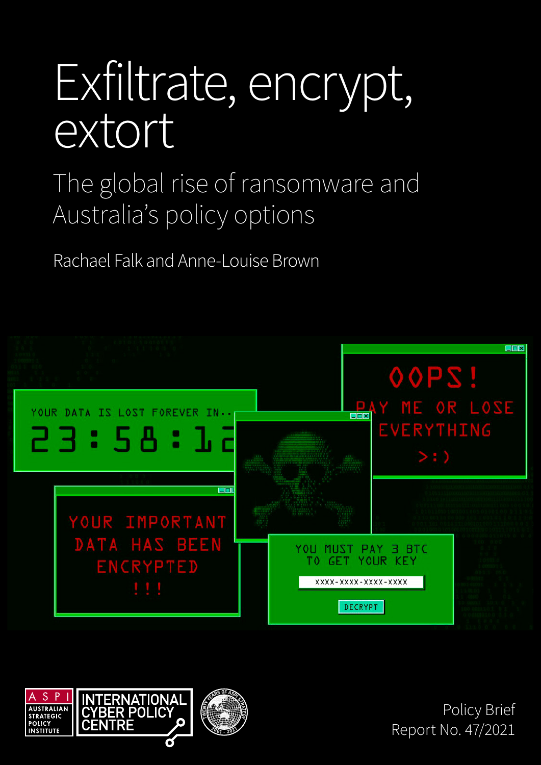# Exfiltrate, encrypt, extort

## The global rise of ransomware and Australia's policy options

Rachael Falk and Anne-Louise Brown

Policy Brief
Report No. 47/2021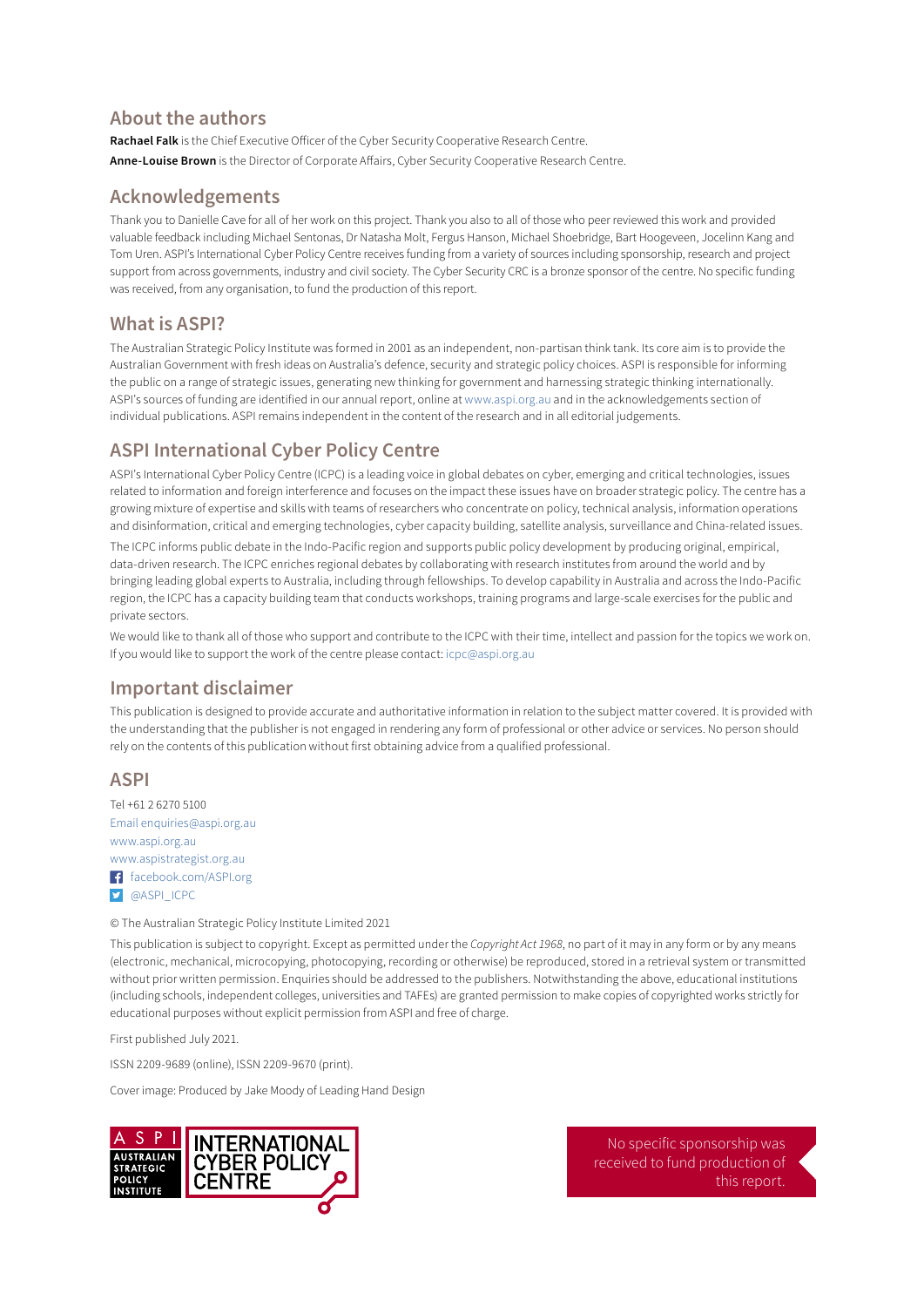## About the authors

**Rachael Falk** is the Chief Executive Officer of the Cyber Security Cooperative Research Centre.

**Anne-Louise Brown** is the Director of Corporate Affairs, Cyber Security Cooperative Research Centre.

## Acknowledgements

Thank you to Danielle Cave for all of her work on this project. Thank you also to all of those who peer reviewed this work and provided valuable feedback including Michael Sentonas, Dr Natasha Molt, Fergus Hanson, Michael Shoebridge, Bart Hoogeveen, Jocelinn Kang and Tom Uren. ASPI's International Cyber Policy Centre receives funding from a variety of sources including sponsorship, research and project support from across governments, industry and civil society. The Cyber Security CRC is a bronze sponsor of the centre. No specific funding was received, from any organisation, to fund the production of this report.

## What is ASPI?

The Australian Strategic Policy Institute was formed in 2001 as an independent, non-partisan think tank. Its core aim is to provide the Australian Government with fresh ideas on Australia's defence, security and strategic policy choices. ASPI is responsible for informing the public on a range of strategic issues, generating new thinking for government and harnessing strategic thinking internationally. ASPI's sources of funding are identified in our annual report, online at www.aspi.org.au and in the acknowledgements section of individual publications. ASPI remains independent in the content of the research and in all editorial judgements.

## ASPI International Cyber Policy Centre

ASPI's International Cyber Policy Centre (ICPC) is a leading voice in global debates on cyber, emerging and critical technologies, issues related to information and foreign interference and focuses on the impact these issues have on broader strategic policy. The centre has a growing mixture of expertise and skills with teams of researchers who concentrate on policy, technical analysis, information operations and disinformation, critical and emerging technologies, cyber capacity building, satellite analysis, surveillance and China-related issues.

The ICPC informs public debate in the Indo-Pacific region and supports public policy development by producing original, empirical, data-driven research. The ICPC enriches regional debates by collaborating with research institutes from around the world and by bringing leading global experts to Australia, including through fellowships. To develop capability in Australia and across the Indo-Pacific region, the ICPC has a capacity building team that conducts workshops, training programs and large-scale exercises for the public and private sectors.

We would like to thank all of those who support and contribute to the ICPC with their time, intellect and passion for the topics we work on. If you would like to support the work of the centre please contact: icpc@aspi.org.au

## Important disclaimer

This publication is designed to provide accurate and authoritative information in relation to the subject matter covered. It is provided with the understanding that the publisher is not engaged in rendering any form of professional or other advice or services. No person should rely on the contents of this publication without first obtaining advice from a qualified professional.

## ASPI

Tel +61 2 6270 5100

Email enquiries@aspi.org.au

www.aspi.org.au

www.aspistrategist.org.au

facebook.com/ASPI.org

@ASPI_ICPC

© The Australian Strategic Policy Institute Limited 2021

This publication is subject to copyright. Except as permitted under the *Copyright Act 1968*, no part of it may in any form or by any means (electronic, mechanical, microcopying, photocopying, recording or otherwise) be reproduced, stored in a retrieval system or transmitted without prior written permission. Enquiries should be addressed to the publishers. Notwithstanding the above, educational institutions (including schools, independent colleges, universities and TAFEs) are granted permission to make copies of copyrighted works strictly for educational purposes without explicit permission from ASPI and free of charge.

First published July 2021.

ISSN 2209-9689 (online), ISSN 2209-9670 (print).

Cover image: Produced by Jake Moody of Leading Hand Design

No specific sponsorship was received to fund production of this report.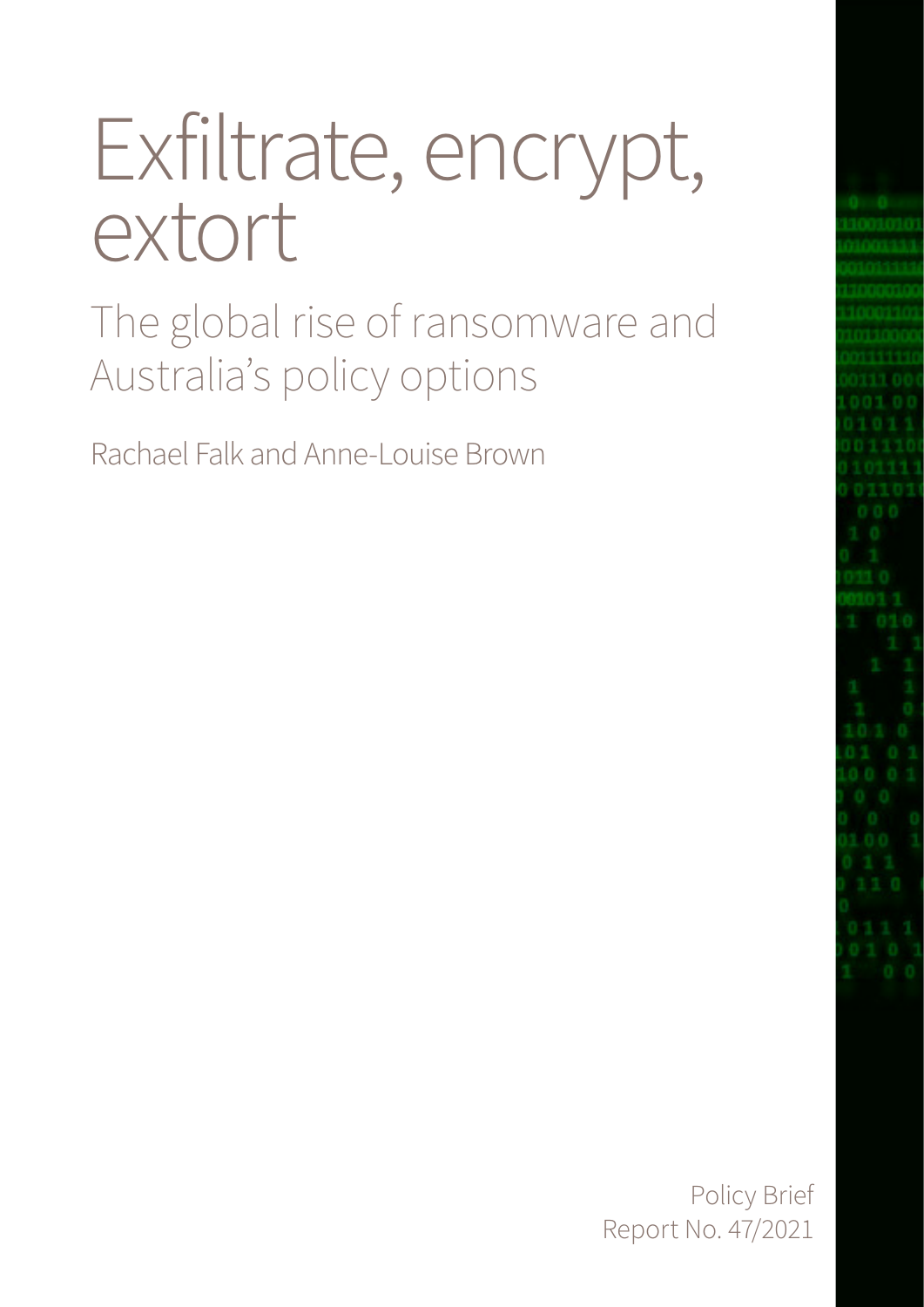# Exfiltrate, encrypt, extort

## The global rise of ransomware and Australia's policy options

Rachael Falk and Anne-Louise Brown

Policy Brief
Report No. 47/2021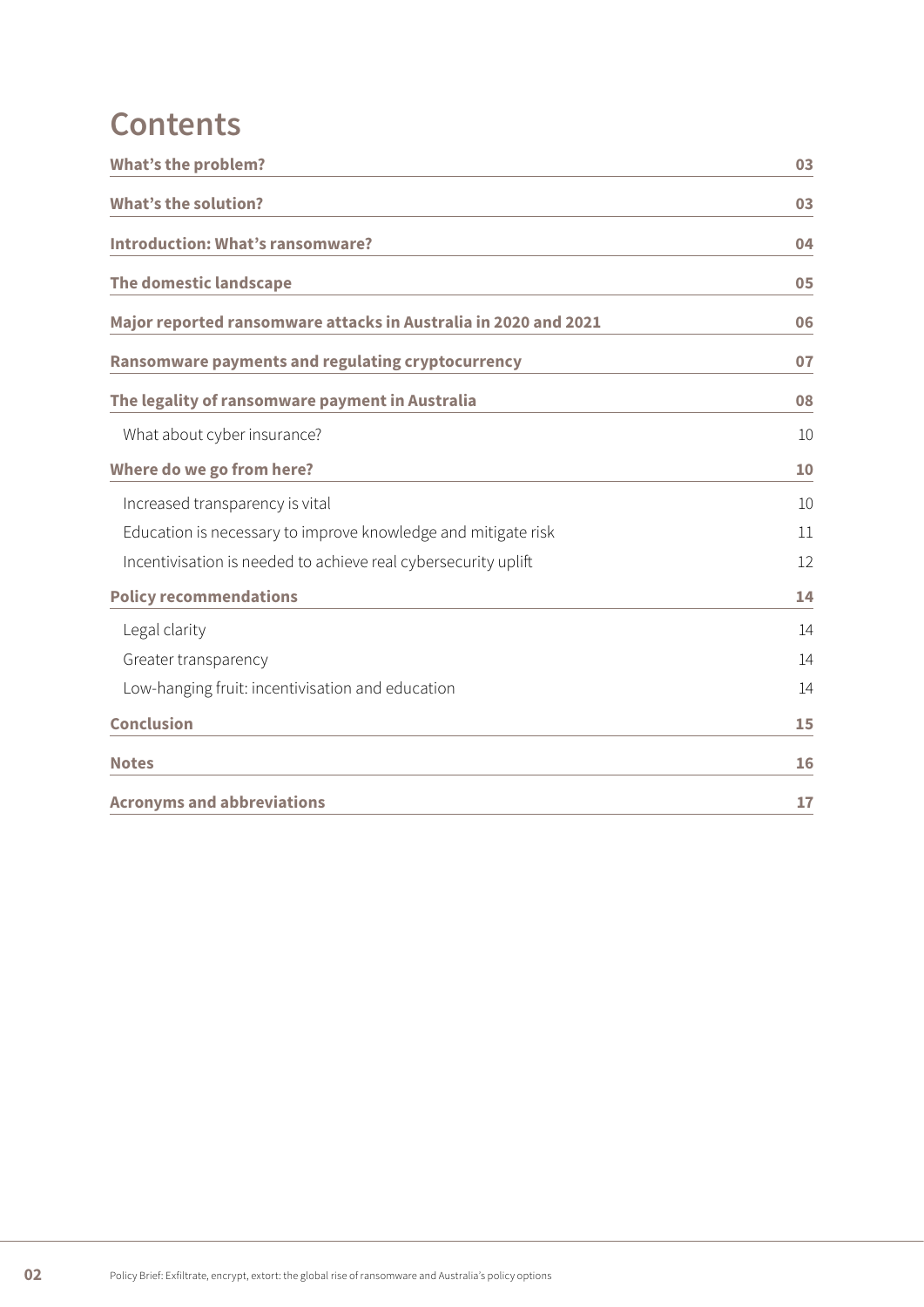# Contents

| | |
|---|---|
| **What's the problem?** | **03** |
| **What's the solution?** | **03** |
| **Introduction: What's ransomware?** | **04** |
| **The domestic landscape** | **05** |
| **Major reported ransomware attacks in Australia in 2020 and 2021** | **06** |
| **Ransomware payments and regulating cryptocurrency** | **07** |
| **The legality of ransomware payment in Australia** | **08** |
| What about cyber insurance? | 10 |
| **Where do we go from here?** | **10** |
| Increased transparency is vital | 10 |
| Education is necessary to improve knowledge and mitigate risk | 11 |
| Incentivisation is needed to achieve real cybersecurity uplift | 12 |
| **Policy recommendations** | **14** |
| Legal clarity | 14 |
| Greater transparency | 14 |
| Low-hanging fruit: incentivisation and education | 14 |
| **Conclusion** | **15** |
| **Notes** | **16** |
| **Acronyms and abbreviations** | **17** |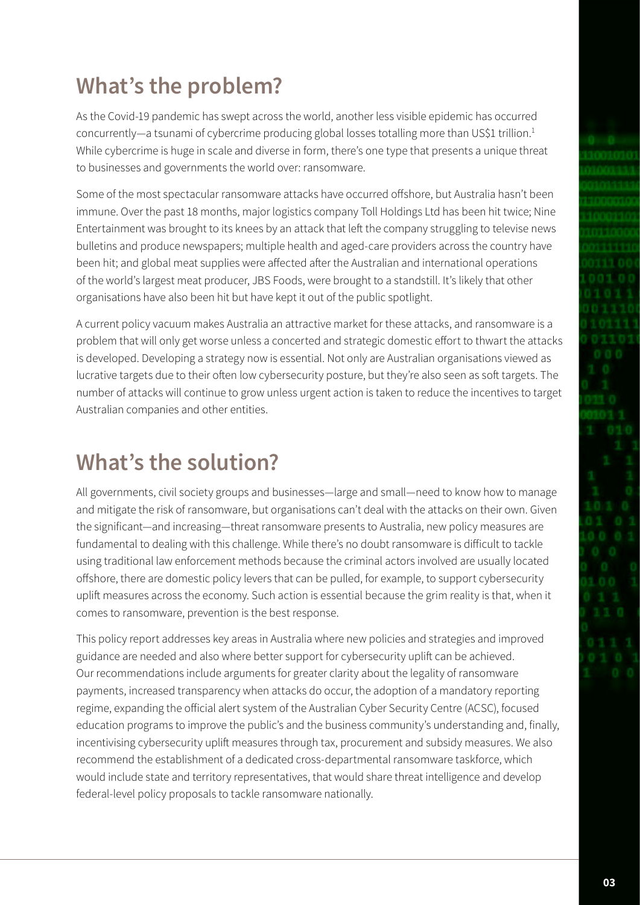## What's the problem?

As the Covid-19 pandemic has swept across the world, another less visible epidemic has occurred concurrently—a tsunami of cybercrime producing global losses totalling more than US$1 trillion.[1] While cybercrime is huge in scale and diverse in form, there's one type that presents a unique threat to businesses and governments the world over: ransomware.

Some of the most spectacular ransomware attacks have occurred offshore, but Australia hasn't been immune. Over the past 18 months, major logistics company Toll Holdings Ltd has been hit twice; Nine Entertainment was brought to its knees by an attack that left the company struggling to televise news bulletins and produce newspapers; multiple health and aged-care providers across the country have been hit; and global meat supplies were affected after the Australian and international operations of the world's largest meat producer, JBS Foods, were brought to a standstill. It's likely that other organisations have also been hit but have kept it out of the public spotlight.

A current policy vacuum makes Australia an attractive market for these attacks, and ransomware is a problem that will only get worse unless a concerted and strategic domestic effort to thwart the attacks is developed. Developing a strategy now is essential. Not only are Australian organisations viewed as lucrative targets due to their often low cybersecurity posture, but they're also seen as soft targets. The number of attacks will continue to grow unless urgent action is taken to reduce the incentives to target Australian companies and other entities.

## What's the solution?

All governments, civil society groups and businesses—large and small—need to know how to manage and mitigate the risk of ransomware, but organisations can't deal with the attacks on their own. Given the significant—and increasing—threat ransomware presents to Australia, new policy measures are fundamental to dealing with this challenge. While there's no doubt ransomware is difficult to tackle using traditional law enforcement methods because the criminal actors involved are usually located offshore, there are domestic policy levers that can be pulled, for example, to support cybersecurity uplift measures across the economy. Such action is essential because the grim reality is that, when it comes to ransomware, prevention is the best response.

This policy report addresses key areas in Australia where new policies and strategies and improved guidance are needed and also where better support for cybersecurity uplift can be achieved. Our recommendations include arguments for greater clarity about the legality of ransomware payments, increased transparency when attacks do occur, the adoption of a mandatory reporting regime, expanding the official alert system of the Australian Cyber Security Centre (ACSC), focused education programs to improve the public's and the business community's understanding and, finally, incentivising cybersecurity uplift measures through tax, procurement and subsidy measures. We also recommend the establishment of a dedicated cross-departmental ransomware taskforce, which would include state and territory representatives, that would share threat intelligence and develop federal-level policy proposals to tackle ransomware nationally.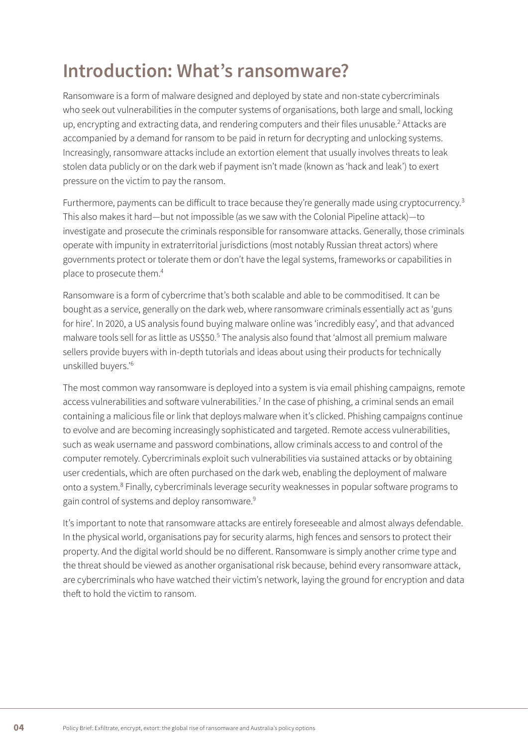# Introduction: What's ransomware?

Ransomware is a form of malware designed and deployed by state and non-state cybercriminals who seek out vulnerabilities in the computer systems of organisations, both large and small, locking up, encrypting and extracting data, and rendering computers and their files unusable.[2] Attacks are accompanied by a demand for ransom to be paid in return for decrypting and unlocking systems. Increasingly, ransomware attacks include an extortion element that usually involves threats to leak stolen data publicly or on the dark web if payment isn't made (known as 'hack and leak') to exert pressure on the victim to pay the ransom.

Furthermore, payments can be difficult to trace because they're generally made using cryptocurrency.[3] This also makes it hard—but not impossible (as we saw with the Colonial Pipeline attack)—to investigate and prosecute the criminals responsible for ransomware attacks. Generally, those criminals operate with impunity in extraterritorial jurisdictions (most notably Russian threat actors) where governments protect or tolerate them or don't have the legal systems, frameworks or capabilities in place to prosecute them.[4]

Ransomware is a form of cybercrime that's both scalable and able to be commoditised. It can be bought as a service, generally on the dark web, where ransomware criminals essentially act as 'guns for hire'. In 2020, a US analysis found buying malware online was 'incredibly easy', and that advanced malware tools sell for as little as US$50.[5] The analysis also found that 'almost all premium malware sellers provide buyers with in-depth tutorials and ideas about using their products for technically unskilled buyers.'[6]

The most common way ransomware is deployed into a system is via email phishing campaigns, remote access vulnerabilities and software vulnerabilities.[7] In the case of phishing, a criminal sends an email containing a malicious file or link that deploys malware when it's clicked. Phishing campaigns continue to evolve and are becoming increasingly sophisticated and targeted. Remote access vulnerabilities, such as weak username and password combinations, allow criminals access to and control of the computer remotely. Cybercriminals exploit such vulnerabilities via sustained attacks or by obtaining user credentials, which are often purchased on the dark web, enabling the deployment of malware onto a system.[8] Finally, cybercriminals leverage security weaknesses in popular software programs to gain control of systems and deploy ransomware.[9]

It's important to note that ransomware attacks are entirely foreseeable and almost always defendable. In the physical world, organisations pay for security alarms, high fences and sensors to protect their property. And the digital world should be no different. Ransomware is simply another crime type and the threat should be viewed as another organisational risk because, behind every ransomware attack, are cybercriminals who have watched their victim's network, laying the ground for encryption and data theft to hold the victim to ransom.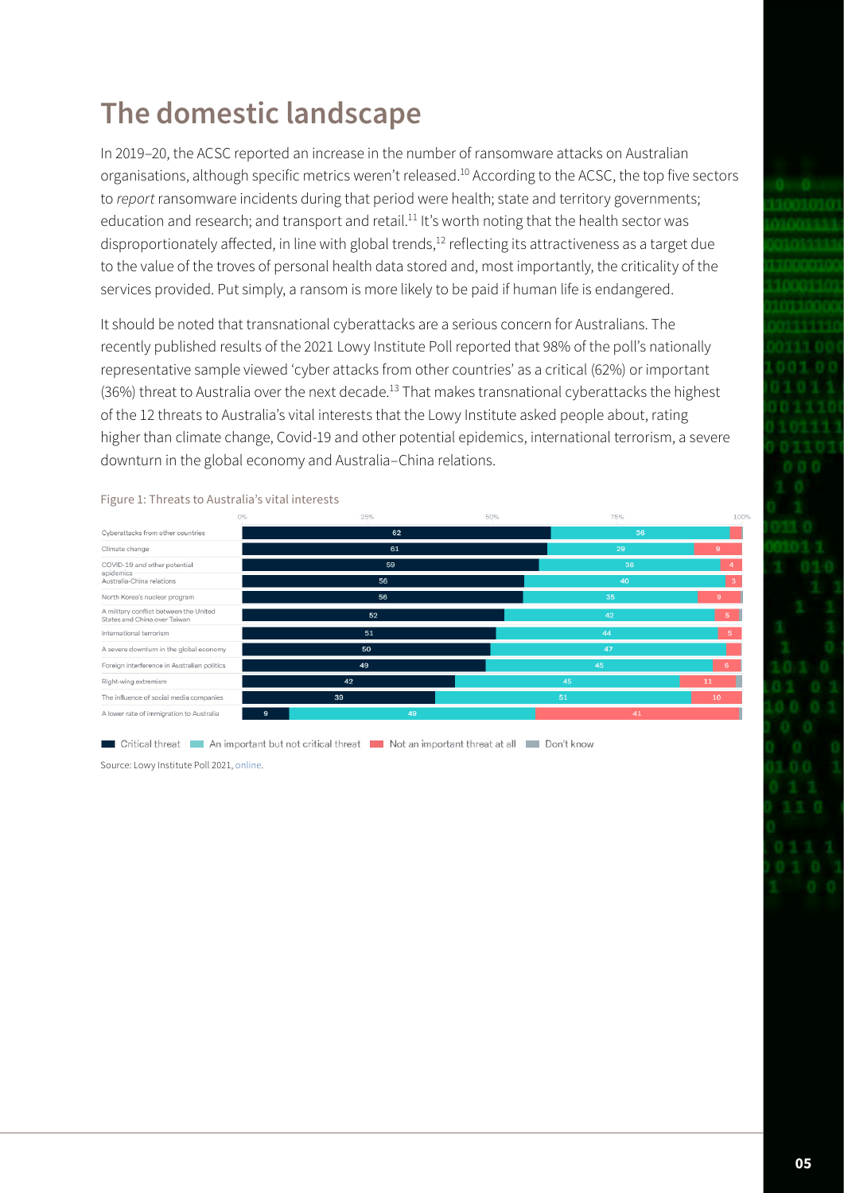# The domestic landscape

In 2019–20, the ACSC reported an increase in the number of ransomware attacks on Australian organisations, although specific metrics weren't released.[10] According to the ACSC, the top five sectors to *report* ransomware incidents during that period were health; state and territory governments; education and research; and transport and retail.[11] It's worth noting that the health sector was disproportionately affected, in line with global trends,[12] reflecting its attractiveness as a target due to the value of the troves of personal health data stored and, most importantly, the criticality of the services provided. Put simply, a ransom is more likely to be paid if human life is endangered.

It should be noted that transnational cyberattacks are a serious concern for Australians. The recently published results of the 2021 Lowy Institute Poll reported that 98% of the poll's nationally representative sample viewed 'cyber attacks from other countries' as a critical (62%) or important (36%) threat to Australia over the next decade.[13] That makes transnational cyberattacks the highest of the 12 threats to Australia's vital interests that the Lowy Institute asked people about, rating higher than climate change, Covid-19 and other potential epidemics, international terrorism, a severe downturn in the global economy and Australia–China relations.

Figure 1: Threats to Australia's vital interests

| Threat | Critical threat | An important but not critical threat | Not an important threat at all |
|---|---|---|---|
| Cyberattacks from other countries | 62 | 36 | |
| Climate change | 61 | 29 | 9 |
| COVID-19 and other potential epidemics | 59 | 36 | 4 |
| Australia-China relations | 56 | 40 | 3 |
| North Korea's nuclear program | 56 | 35 | 9 |
| A military conflict between the United States and China over Taiwan | 52 | 42 | 5 |
| International terrorism | 51 | 44 | 5 |
| A severe downturn in the global economy | 50 | 47 | |
| Foreign interference in Australian politics | 49 | 45 | 6 |
| Right-wing extremism | 42 | 45 | 11 |
| The influence of social media companies | 39 | 51 | 10 |
| A lower rate of immigration to Australia | 9 | 49 | 41 |

■ Critical threat ■ An important but not critical threat ■ Not an important threat at all ■ Don't know

Source: Lowy Institute Poll 2021, online.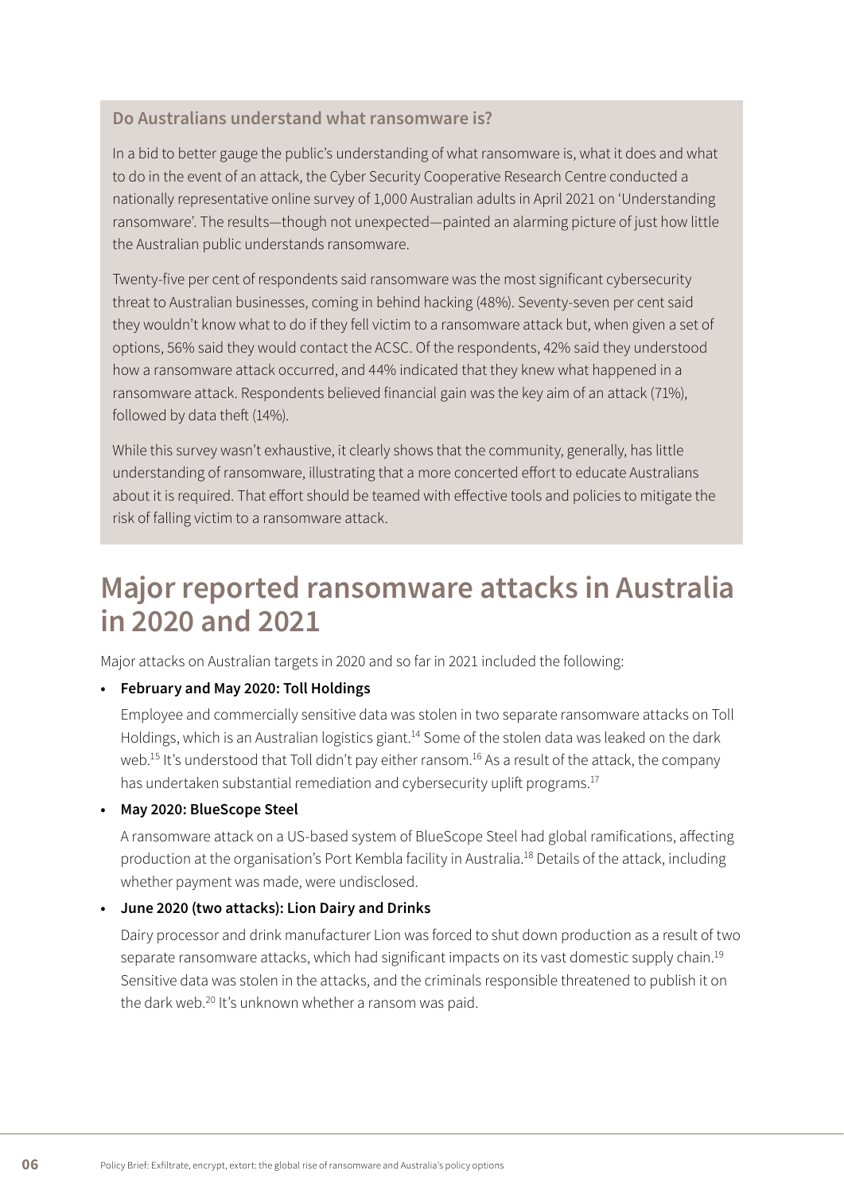### Do Australians understand what ransomware is?

In a bid to better gauge the public's understanding of what ransomware is, what it does and what to do in the event of an attack, the Cyber Security Cooperative Research Centre conducted a nationally representative online survey of 1,000 Australian adults in April 2021 on 'Understanding ransomware'. The results—though not unexpected—painted an alarming picture of just how little the Australian public understands ransomware.

Twenty-five per cent of respondents said ransomware was the most significant cybersecurity threat to Australian businesses, coming in behind hacking (48%). Seventy-seven per cent said they wouldn't know what to do if they fell victim to a ransomware attack but, when given a set of options, 56% said they would contact the ACSC. Of the respondents, 42% said they understood how a ransomware attack occurred, and 44% indicated that they knew what happened in a ransomware attack. Respondents believed financial gain was the key aim of an attack (71%), followed by data theft (14%).

While this survey wasn't exhaustive, it clearly shows that the community, generally, has little understanding of ransomware, illustrating that a more concerted effort to educate Australians about it is required. That effort should be teamed with effective tools and policies to mitigate the risk of falling victim to a ransomware attack.

# Major reported ransomware attacks in Australia in 2020 and 2021

Major attacks on Australian targets in 2020 and so far in 2021 included the following:

- **February and May 2020: Toll Holdings**

  Employee and commercially sensitive data was stolen in two separate ransomware attacks on Toll Holdings, which is an Australian logistics giant.[14] Some of the stolen data was leaked on the dark web.[15] It's understood that Toll didn't pay either ransom.[16] As a result of the attack, the company has undertaken substantial remediation and cybersecurity uplift programs.[17]

- **May 2020: BlueScope Steel**

  A ransomware attack on a US-based system of BlueScope Steel had global ramifications, affecting production at the organisation's Port Kembla facility in Australia.[18] Details of the attack, including whether payment was made, were undisclosed.

- **June 2020 (two attacks): Lion Dairy and Drinks**

  Dairy processor and drink manufacturer Lion was forced to shut down production as a result of two separate ransomware attacks, which had significant impacts on its vast domestic supply chain.[19] Sensitive data was stolen in the attacks, and the criminals responsible threatened to publish it on the dark web.[20] It's unknown whether a ransom was paid.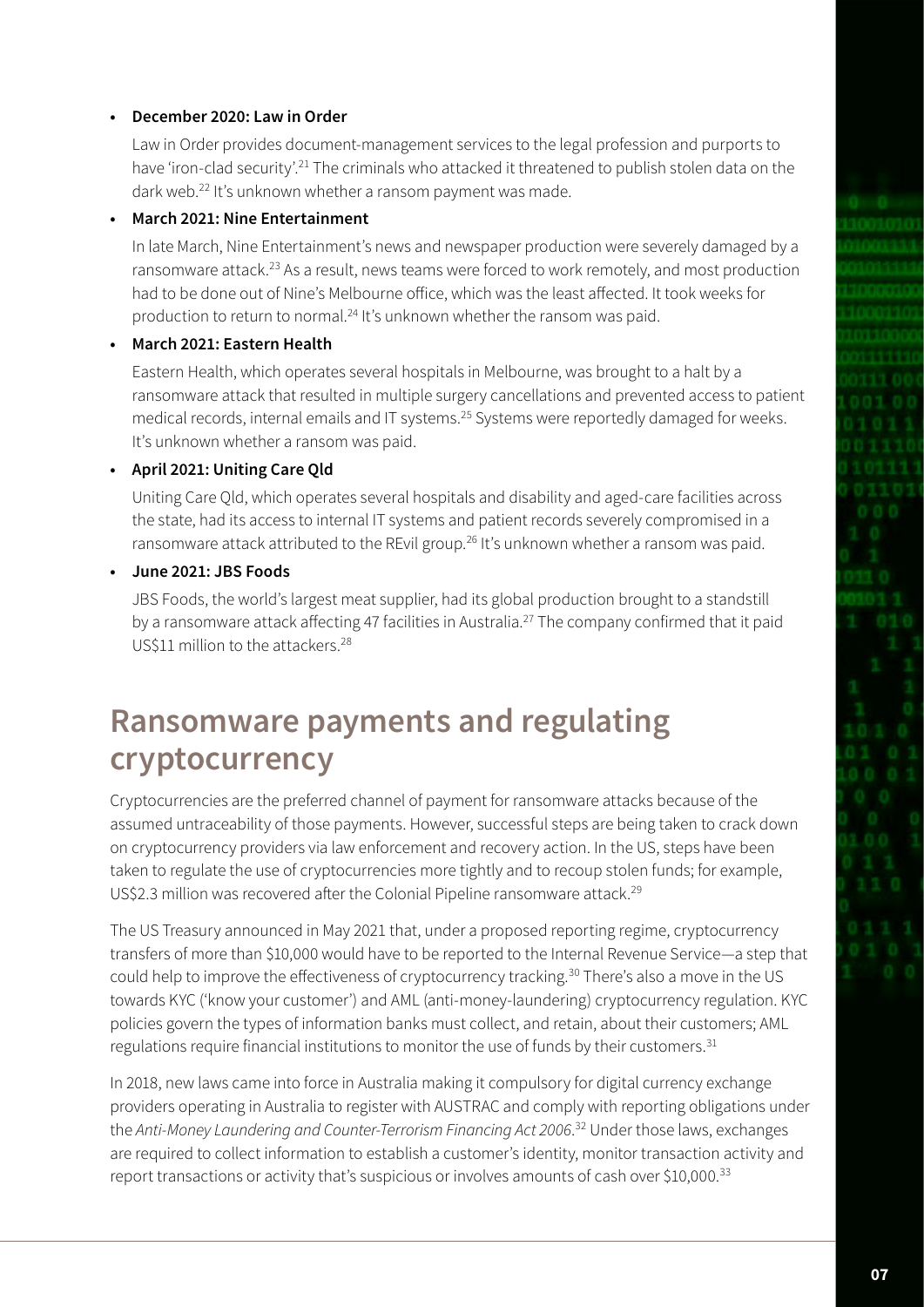- **December 2020: Law in Order**

  Law in Order provides document-management services to the legal profession and purports to have 'iron-clad security'.[21] The criminals who attacked it threatened to publish stolen data on the dark web.[22] It's unknown whether a ransom payment was made.

- **March 2021: Nine Entertainment**

  In late March, Nine Entertainment's news and newspaper production were severely damaged by a ransomware attack.[23] As a result, news teams were forced to work remotely, and most production had to be done out of Nine's Melbourne office, which was the least affected. It took weeks for production to return to normal.[24] It's unknown whether the ransom was paid.

- **March 2021: Eastern Health**

  Eastern Health, which operates several hospitals in Melbourne, was brought to a halt by a ransomware attack that resulted in multiple surgery cancellations and prevented access to patient medical records, internal emails and IT systems.[25] Systems were reportedly damaged for weeks. It's unknown whether a ransom was paid.

- **April 2021: Uniting Care Qld**

  Uniting Care Qld, which operates several hospitals and disability and aged-care facilities across the state, had its access to internal IT systems and patient records severely compromised in a ransomware attack attributed to the REvil group.[26] It's unknown whether a ransom was paid.

- **June 2021: JBS Foods**

  JBS Foods, the world's largest meat supplier, had its global production brought to a standstill by a ransomware attack affecting 47 facilities in Australia.[27] The company confirmed that it paid US$11 million to the attackers.[28]

## Ransomware payments and regulating cryptocurrency

Cryptocurrencies are the preferred channel of payment for ransomware attacks because of the assumed untraceability of those payments. However, successful steps are being taken to crack down on cryptocurrency providers via law enforcement and recovery action. In the US, steps have been taken to regulate the use of cryptocurrencies more tightly and to recoup stolen funds; for example, US$2.3 million was recovered after the Colonial Pipeline ransomware attack.[29]

The US Treasury announced in May 2021 that, under a proposed reporting regime, cryptocurrency transfers of more than $10,000 would have to be reported to the Internal Revenue Service—a step that could help to improve the effectiveness of cryptocurrency tracking.[30] There's also a move in the US towards KYC ('know your customer') and AML (anti-money-laundering) cryptocurrency regulation. KYC policies govern the types of information banks must collect, and retain, about their customers; AML regulations require financial institutions to monitor the use of funds by their customers.[31]

In 2018, new laws came into force in Australia making it compulsory for digital currency exchange providers operating in Australia to register with AUSTRAC and comply with reporting obligations under the *Anti-Money Laundering and Counter-Terrorism Financing Act 2006*.[32] Under those laws, exchanges are required to collect information to establish a customer's identity, monitor transaction activity and report transactions or activity that's suspicious or involves amounts of cash over $10,000.[33]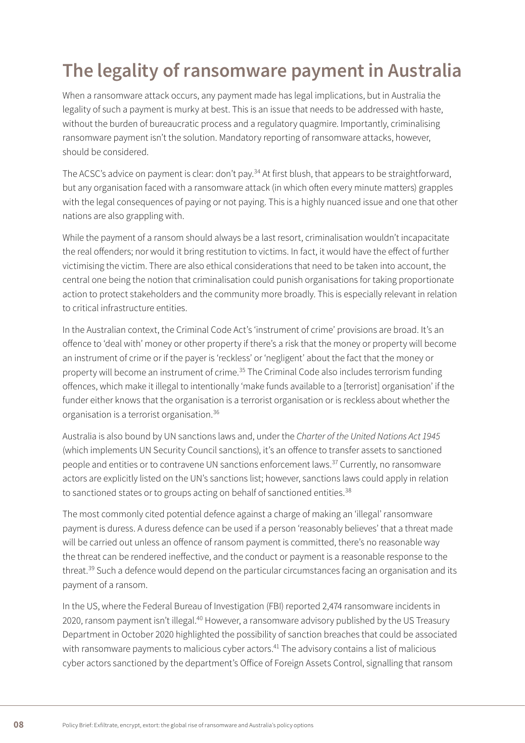# The legality of ransomware payment in Australia

When a ransomware attack occurs, any payment made has legal implications, but in Australia the legality of such a payment is murky at best. This is an issue that needs to be addressed with haste, without the burden of bureaucratic process and a regulatory quagmire. Importantly, criminalising ransomware payment isn't the solution. Mandatory reporting of ransomware attacks, however, should be considered.

The ACSC's advice on payment is clear: don't pay.[34] At first blush, that appears to be straightforward, but any organisation faced with a ransomware attack (in which often every minute matters) grapples with the legal consequences of paying or not paying. This is a highly nuanced issue and one that other nations are also grappling with.

While the payment of a ransom should always be a last resort, criminalisation wouldn't incapacitate the real offenders; nor would it bring restitution to victims. In fact, it would have the effect of further victimising the victim. There are also ethical considerations that need to be taken into account, the central one being the notion that criminalisation could punish organisations for taking proportionate action to protect stakeholders and the community more broadly. This is especially relevant in relation to critical infrastructure entities.

In the Australian context, the Criminal Code Act's 'instrument of crime' provisions are broad. It's an offence to 'deal with' money or other property if there's a risk that the money or property will become an instrument of crime or if the payer is 'reckless' or 'negligent' about the fact that the money or property will become an instrument of crime.[35] The Criminal Code also includes terrorism funding offences, which make it illegal to intentionally 'make funds available to a [terrorist] organisation' if the funder either knows that the organisation is a terrorist organisation or is reckless about whether the organisation is a terrorist organisation.[36]

Australia is also bound by UN sanctions laws and, under the *Charter of the United Nations Act 1945* (which implements UN Security Council sanctions), it's an offence to transfer assets to sanctioned people and entities or to contravene UN sanctions enforcement laws.[37] Currently, no ransomware actors are explicitly listed on the UN's sanctions list; however, sanctions laws could apply in relation to sanctioned states or to groups acting on behalf of sanctioned entities.[38]

The most commonly cited potential defence against a charge of making an 'illegal' ransomware payment is duress. A duress defence can be used if a person 'reasonably believes' that a threat made will be carried out unless an offence of ransom payment is committed, there's no reasonable way the threat can be rendered ineffective, and the conduct or payment is a reasonable response to the threat.[39] Such a defence would depend on the particular circumstances facing an organisation and its payment of a ransom.

In the US, where the Federal Bureau of Investigation (FBI) reported 2,474 ransomware incidents in 2020, ransom payment isn't illegal.[40] However, a ransomware advisory published by the US Treasury Department in October 2020 highlighted the possibility of sanction breaches that could be associated with ransomware payments to malicious cyber actors.[41] The advisory contains a list of malicious cyber actors sanctioned by the department's Office of Foreign Assets Control, signalling that ransom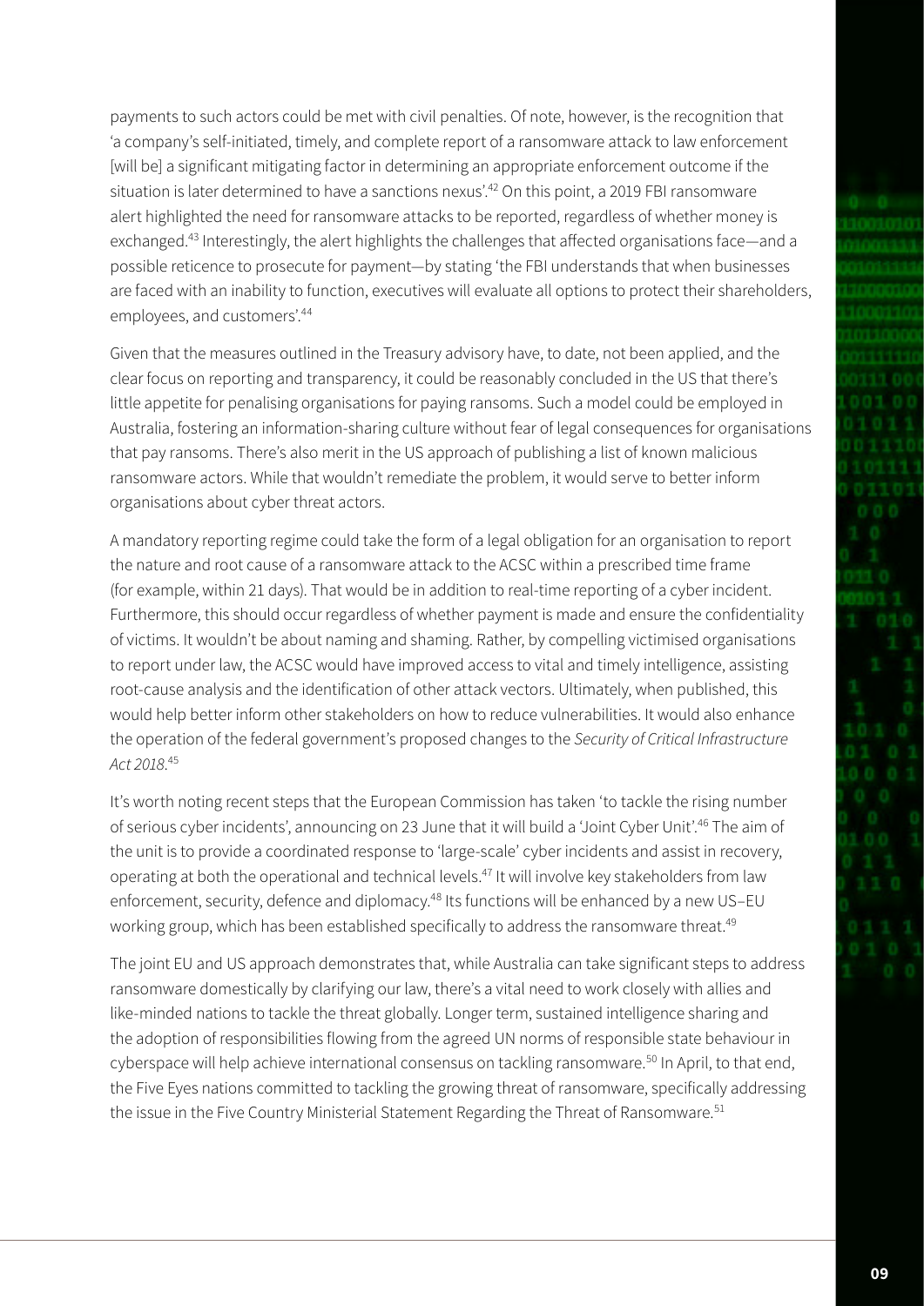payments to such actors could be met with civil penalties. Of note, however, is the recognition that 'a company's self-initiated, timely, and complete report of a ransomware attack to law enforcement [will be] a significant mitigating factor in determining an appropriate enforcement outcome if the situation is later determined to have a sanctions nexus'.[42] On this point, a 2019 FBI ransomware alert highlighted the need for ransomware attacks to be reported, regardless of whether money is exchanged.[43] Interestingly, the alert highlights the challenges that affected organisations face—and a possible reticence to prosecute for payment—by stating 'the FBI understands that when businesses are faced with an inability to function, executives will evaluate all options to protect their shareholders, employees, and customers'.[44]

Given that the measures outlined in the Treasury advisory have, to date, not been applied, and the clear focus on reporting and transparency, it could be reasonably concluded in the US that there's little appetite for penalising organisations for paying ransoms. Such a model could be employed in Australia, fostering an information-sharing culture without fear of legal consequences for organisations that pay ransoms. There's also merit in the US approach of publishing a list of known malicious ransomware actors. While that wouldn't remediate the problem, it would serve to better inform organisations about cyber threat actors.

A mandatory reporting regime could take the form of a legal obligation for an organisation to report the nature and root cause of a ransomware attack to the ACSC within a prescribed time frame (for example, within 21 days). That would be in addition to real-time reporting of a cyber incident. Furthermore, this should occur regardless of whether payment is made and ensure the confidentiality of victims. It wouldn't be about naming and shaming. Rather, by compelling victimised organisations to report under law, the ACSC would have improved access to vital and timely intelligence, assisting root-cause analysis and the identification of other attack vectors. Ultimately, when published, this would help better inform other stakeholders on how to reduce vulnerabilities. It would also enhance the operation of the federal government's proposed changes to the *Security of Critical Infrastructure Act 2018*.[45]

It's worth noting recent steps that the European Commission has taken 'to tackle the rising number of serious cyber incidents', announcing on 23 June that it will build a 'Joint Cyber Unit'.[46] The aim of the unit is to provide a coordinated response to 'large-scale' cyber incidents and assist in recovery, operating at both the operational and technical levels.[47] It will involve key stakeholders from law enforcement, security, defence and diplomacy.[48] Its functions will be enhanced by a new US–EU working group, which has been established specifically to address the ransomware threat.[49]

The joint EU and US approach demonstrates that, while Australia can take significant steps to address ransomware domestically by clarifying our law, there's a vital need to work closely with allies and like-minded nations to tackle the threat globally. Longer term, sustained intelligence sharing and the adoption of responsibilities flowing from the agreed UN norms of responsible state behaviour in cyberspace will help achieve international consensus on tackling ransomware.[50] In April, to that end, the Five Eyes nations committed to tackling the growing threat of ransomware, specifically addressing the issue in the Five Country Ministerial Statement Regarding the Threat of Ransomware.[51]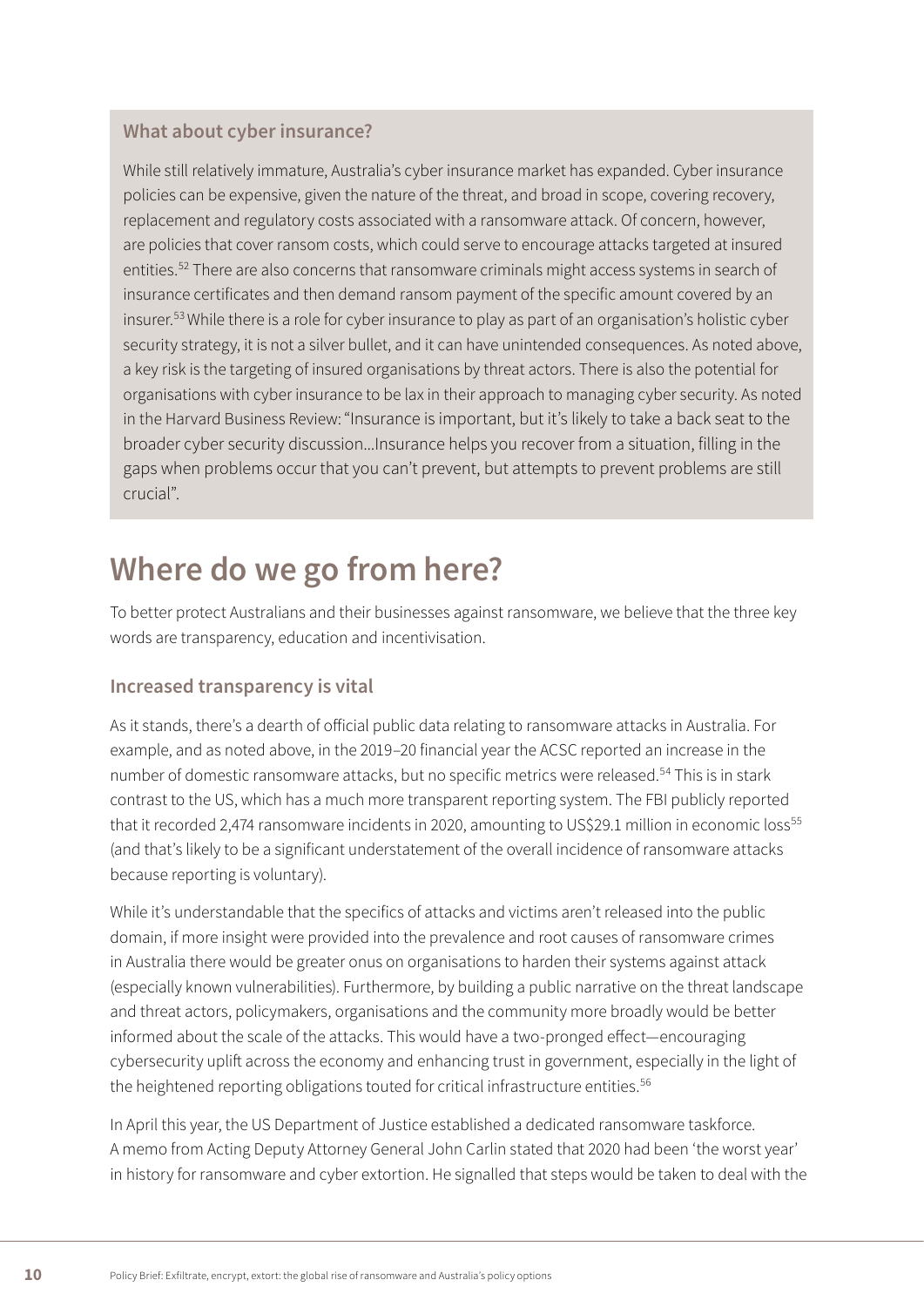### What about cyber insurance?

While still relatively immature, Australia's cyber insurance market has expanded. Cyber insurance policies can be expensive, given the nature of the threat, and broad in scope, covering recovery, replacement and regulatory costs associated with a ransomware attack. Of concern, however, are policies that cover ransom costs, which could serve to encourage attacks targeted at insured entities.[52] There are also concerns that ransomware criminals might access systems in search of insurance certificates and then demand ransom payment of the specific amount covered by an insurer.[53] While there is a role for cyber insurance to play as part of an organisation's holistic cyber security strategy, it is not a silver bullet, and it can have unintended consequences. As noted above, a key risk is the targeting of insured organisations by threat actors. There is also the potential for organisations with cyber insurance to be lax in their approach to managing cyber security. As noted in the Harvard Business Review: "Insurance is important, but it's likely to take a back seat to the broader cyber security discussion...Insurance helps you recover from a situation, filling in the gaps when problems occur that you can't prevent, but attempts to prevent problems are still crucial".

# Where do we go from here?

To better protect Australians and their businesses against ransomware, we believe that the three key words are transparency, education and incentivisation.

## Increased transparency is vital

As it stands, there's a dearth of official public data relating to ransomware attacks in Australia. For example, and as noted above, in the 2019–20 financial year the ACSC reported an increase in the number of domestic ransomware attacks, but no specific metrics were released.[54] This is in stark contrast to the US, which has a much more transparent reporting system. The FBI publicly reported that it recorded 2,474 ransomware incidents in 2020, amounting to US$29.1 million in economic loss[55] (and that's likely to be a significant understatement of the overall incidence of ransomware attacks because reporting is voluntary).

While it's understandable that the specifics of attacks and victims aren't released into the public domain, if more insight were provided into the prevalence and root causes of ransomware crimes in Australia there would be greater onus on organisations to harden their systems against attack (especially known vulnerabilities). Furthermore, by building a public narrative on the threat landscape and threat actors, policymakers, organisations and the community more broadly would be better informed about the scale of the attacks. This would have a two-pronged effect—encouraging cybersecurity uplift across the economy and enhancing trust in government, especially in the light of the heightened reporting obligations touted for critical infrastructure entities.[56]

In April this year, the US Department of Justice established a dedicated ransomware taskforce. A memo from Acting Deputy Attorney General John Carlin stated that 2020 had been 'the worst year' in history for ransomware and cyber extortion. He signalled that steps would be taken to deal with the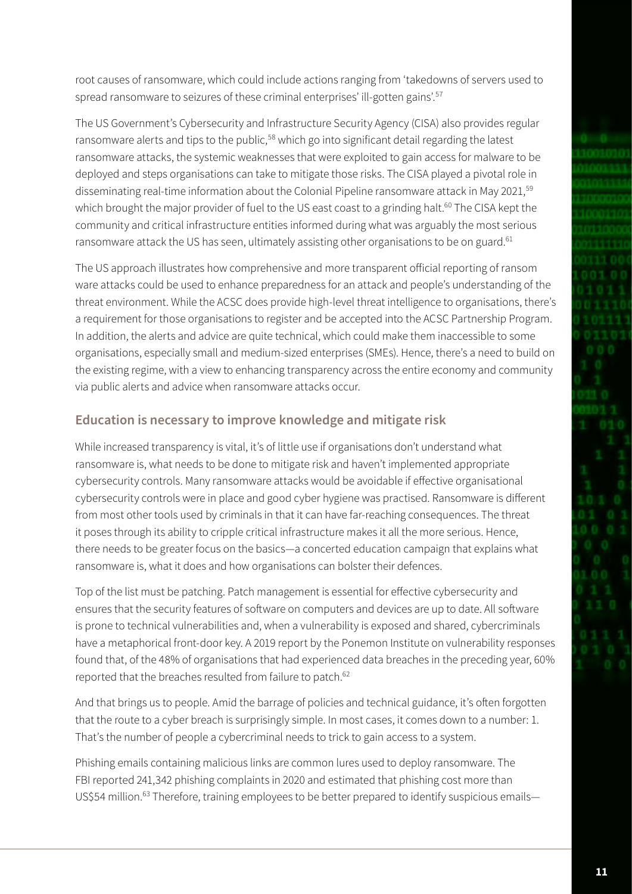root causes of ransomware, which could include actions ranging from 'takedowns of servers used to spread ransomware to seizures of these criminal enterprises' ill-gotten gains'.[57]

The US Government's Cybersecurity and Infrastructure Security Agency (CISA) also provides regular ransomware alerts and tips to the public,[58] which go into significant detail regarding the latest ransomware attacks, the systemic weaknesses that were exploited to gain access for malware to be deployed and steps organisations can take to mitigate those risks. The CISA played a pivotal role in disseminating real-time information about the Colonial Pipeline ransomware attack in May 2021,[59] which brought the major provider of fuel to the US east coast to a grinding halt.[60] The CISA kept the community and critical infrastructure entities informed during what was arguably the most serious ransomware attack the US has seen, ultimately assisting other organisations to be on guard.[61]

The US approach illustrates how comprehensive and more transparent official reporting of ransom ware attacks could be used to enhance preparedness for an attack and people's understanding of the threat environment. While the ACSC does provide high-level threat intelligence to organisations, there's a requirement for those organisations to register and be accepted into the ACSC Partnership Program. In addition, the alerts and advice are quite technical, which could make them inaccessible to some organisations, especially small and medium-sized enterprises (SMEs). Hence, there's a need to build on the existing regime, with a view to enhancing transparency across the entire economy and community via public alerts and advice when ransomware attacks occur.

## Education is necessary to improve knowledge and mitigate risk

While increased transparency is vital, it's of little use if organisations don't understand what ransomware is, what needs to be done to mitigate risk and haven't implemented appropriate cybersecurity controls. Many ransomware attacks would be avoidable if effective organisational cybersecurity controls were in place and good cyber hygiene was practised. Ransomware is different from most other tools used by criminals in that it can have far-reaching consequences. The threat it poses through its ability to cripple critical infrastructure makes it all the more serious. Hence, there needs to be greater focus on the basics—a concerted education campaign that explains what ransomware is, what it does and how organisations can bolster their defences.

Top of the list must be patching. Patch management is essential for effective cybersecurity and ensures that the security features of software on computers and devices are up to date. All software is prone to technical vulnerabilities and, when a vulnerability is exposed and shared, cybercriminals have a metaphorical front-door key. A 2019 report by the Ponemon Institute on vulnerability responses found that, of the 48% of organisations that had experienced data breaches in the preceding year, 60% reported that the breaches resulted from failure to patch.[62]

And that brings us to people. Amid the barrage of policies and technical guidance, it's often forgotten that the route to a cyber breach is surprisingly simple. In most cases, it comes down to a number: 1. That's the number of people a cybercriminal needs to trick to gain access to a system.

Phishing emails containing malicious links are common lures used to deploy ransomware. The FBI reported 241,342 phishing complaints in 2020 and estimated that phishing cost more than US$54 million.[63] Therefore, training employees to be better prepared to identify suspicious emails—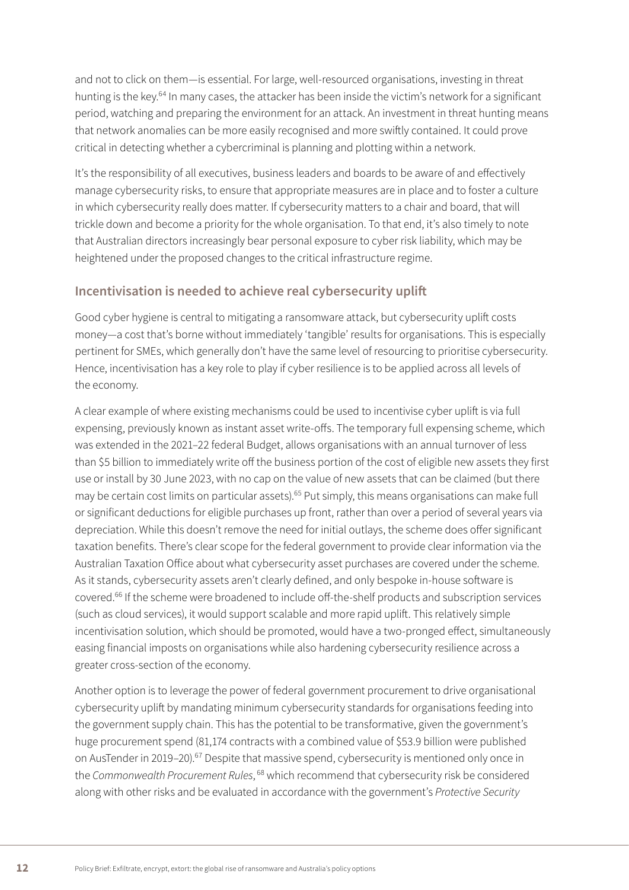and not to click on them—is essential. For large, well-resourced organisations, investing in threat hunting is the key.[64] In many cases, the attacker has been inside the victim's network for a significant period, watching and preparing the environment for an attack. An investment in threat hunting means that network anomalies can be more easily recognised and more swiftly contained. It could prove critical in detecting whether a cybercriminal is planning and plotting within a network.

It's the responsibility of all executives, business leaders and boards to be aware of and effectively manage cybersecurity risks, to ensure that appropriate measures are in place and to foster a culture in which cybersecurity really does matter. If cybersecurity matters to a chair and board, that will trickle down and become a priority for the whole organisation. To that end, it's also timely to note that Australian directors increasingly bear personal exposure to cyber risk liability, which may be heightened under the proposed changes to the critical infrastructure regime.

## Incentivisation is needed to achieve real cybersecurity uplift

Good cyber hygiene is central to mitigating a ransomware attack, but cybersecurity uplift costs money—a cost that's borne without immediately 'tangible' results for organisations. This is especially pertinent for SMEs, which generally don't have the same level of resourcing to prioritise cybersecurity. Hence, incentivisation has a key role to play if cyber resilience is to be applied across all levels of the economy.

A clear example of where existing mechanisms could be used to incentivise cyber uplift is via full expensing, previously known as instant asset write-offs. The temporary full expensing scheme, which was extended in the 2021–22 federal Budget, allows organisations with an annual turnover of less than $5 billion to immediately write off the business portion of the cost of eligible new assets they first use or install by 30 June 2023, with no cap on the value of new assets that can be claimed (but there may be certain cost limits on particular assets).[65] Put simply, this means organisations can make full or significant deductions for eligible purchases up front, rather than over a period of several years via depreciation. While this doesn't remove the need for initial outlays, the scheme does offer significant taxation benefits. There's clear scope for the federal government to provide clear information via the Australian Taxation Office about what cybersecurity asset purchases are covered under the scheme. As it stands, cybersecurity assets aren't clearly defined, and only bespoke in-house software is covered.[66] If the scheme were broadened to include off-the-shelf products and subscription services (such as cloud services), it would support scalable and more rapid uplift. This relatively simple incentivisation solution, which should be promoted, would have a two-pronged effect, simultaneously easing financial imposts on organisations while also hardening cybersecurity resilience across a greater cross-section of the economy.

Another option is to leverage the power of federal government procurement to drive organisational cybersecurity uplift by mandating minimum cybersecurity standards for organisations feeding into the government supply chain. This has the potential to be transformative, given the government's huge procurement spend (81,174 contracts with a combined value of $53.9 billion were published on AusTender in 2019–20).[67] Despite that massive spend, cybersecurity is mentioned only once in the *Commonwealth Procurement Rules*,[68] which recommend that cybersecurity risk be considered along with other risks and be evaluated in accordance with the government's *Protective Security*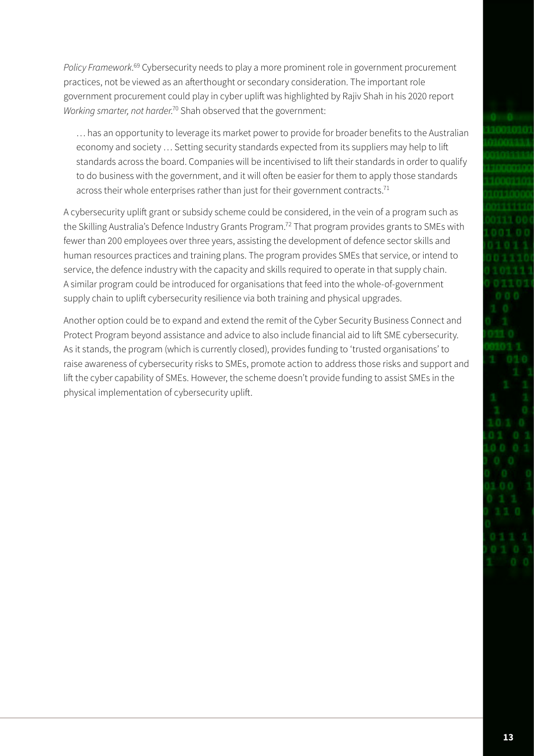*Policy Framework*.[69] Cybersecurity needs to play a more prominent role in government procurement practices, not be viewed as an afterthought or secondary consideration. The important role government procurement could play in cyber uplift was highlighted by Rajiv Shah in his 2020 report *Working smarter, not harder*.[70] Shah observed that the government:

> … has an opportunity to leverage its market power to provide for broader benefits to the Australian economy and society … Setting security standards expected from its suppliers may help to lift standards across the board. Companies will be incentivised to lift their standards in order to qualify to do business with the government, and it will often be easier for them to apply those standards across their whole enterprises rather than just for their government contracts.[71]

A cybersecurity uplift grant or subsidy scheme could be considered, in the vein of a program such as the Skilling Australia's Defence Industry Grants Program.[72] That program provides grants to SMEs with fewer than 200 employees over three years, assisting the development of defence sector skills and human resources practices and training plans. The program provides SMEs that service, or intend to service, the defence industry with the capacity and skills required to operate in that supply chain. A similar program could be introduced for organisations that feed into the whole-of-government supply chain to uplift cybersecurity resilience via both training and physical upgrades.

Another option could be to expand and extend the remit of the Cyber Security Business Connect and Protect Program beyond assistance and advice to also include financial aid to lift SME cybersecurity. As it stands, the program (which is currently closed), provides funding to 'trusted organisations' to raise awareness of cybersecurity risks to SMEs, promote action to address those risks and support and lift the cyber capability of SMEs. However, the scheme doesn't provide funding to assist SMEs in the physical implementation of cybersecurity uplift.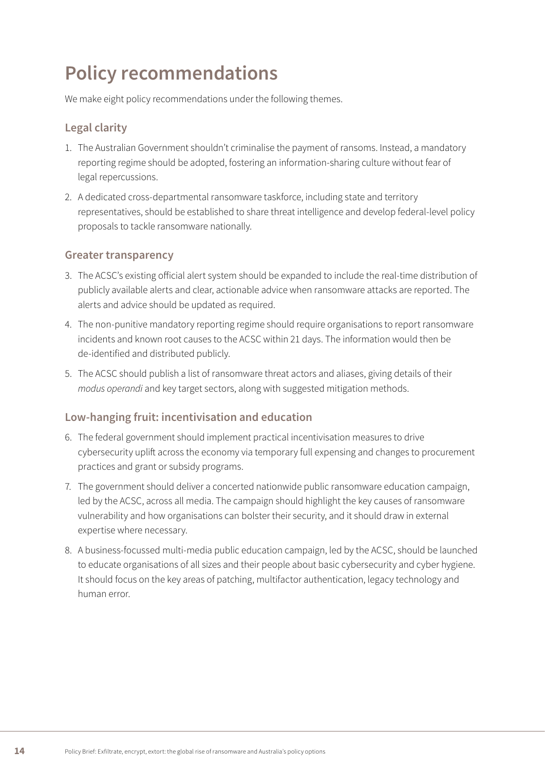# Policy recommendations

We make eight policy recommendations under the following themes.

## Legal clarity

1. The Australian Government shouldn't criminalise the payment of ransoms. Instead, a mandatory reporting regime should be adopted, fostering an information-sharing culture without fear of legal repercussions.
2. A dedicated cross-departmental ransomware taskforce, including state and territory representatives, should be established to share threat intelligence and develop federal-level policy proposals to tackle ransomware nationally.

## Greater transparency

3. The ACSC's existing official alert system should be expanded to include the real-time distribution of publicly available alerts and clear, actionable advice when ransomware attacks are reported. The alerts and advice should be updated as required.
4. The non-punitive mandatory reporting regime should require organisations to report ransomware incidents and known root causes to the ACSC within 21 days. The information would then be de-identified and distributed publicly.
5. The ACSC should publish a list of ransomware threat actors and aliases, giving details of their *modus operandi* and key target sectors, along with suggested mitigation methods.

## Low-hanging fruit: incentivisation and education

6. The federal government should implement practical incentivisation measures to drive cybersecurity uplift across the economy via temporary full expensing and changes to procurement practices and grant or subsidy programs.
7. The government should deliver a concerted nationwide public ransomware education campaign, led by the ACSC, across all media. The campaign should highlight the key causes of ransomware vulnerability and how organisations can bolster their security, and it should draw in external expertise where necessary.
8. A business-focussed multi-media public education campaign, led by the ACSC, should be launched to educate organisations of all sizes and their people about basic cybersecurity and cyber hygiene. It should focus on the key areas of patching, multifactor authentication, legacy technology and human error.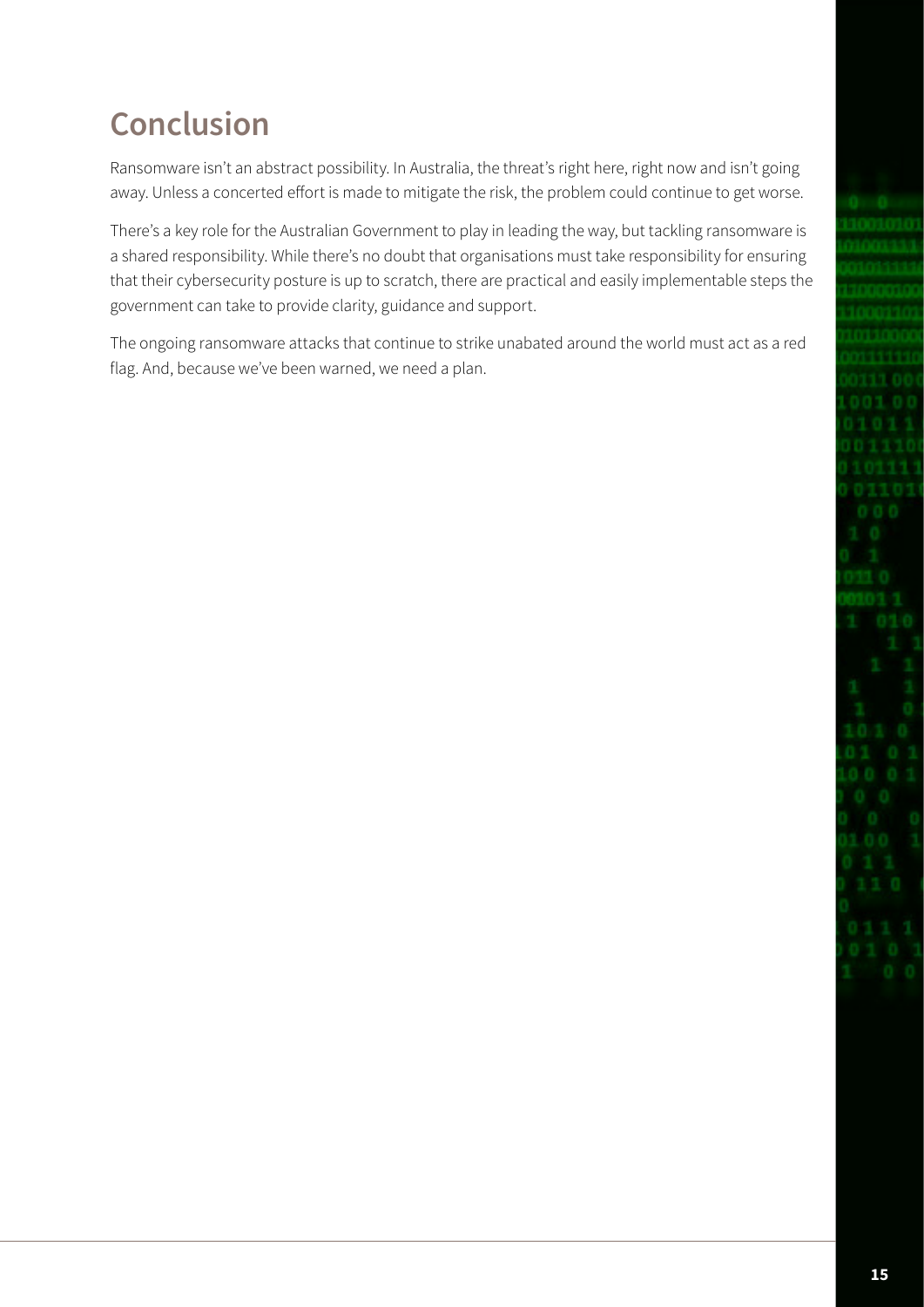# Conclusion

Ransomware isn't an abstract possibility. In Australia, the threat's right here, right now and isn't going away. Unless a concerted effort is made to mitigate the risk, the problem could continue to get worse.

There's a key role for the Australian Government to play in leading the way, but tackling ransomware is a shared responsibility. While there's no doubt that organisations must take responsibility for ensuring that their cybersecurity posture is up to scratch, there are practical and easily implementable steps the government can take to provide clarity, guidance and support.

The ongoing ransomware attacks that continue to strike unabated around the world must act as a red flag. And, because we've been warned, we need a plan.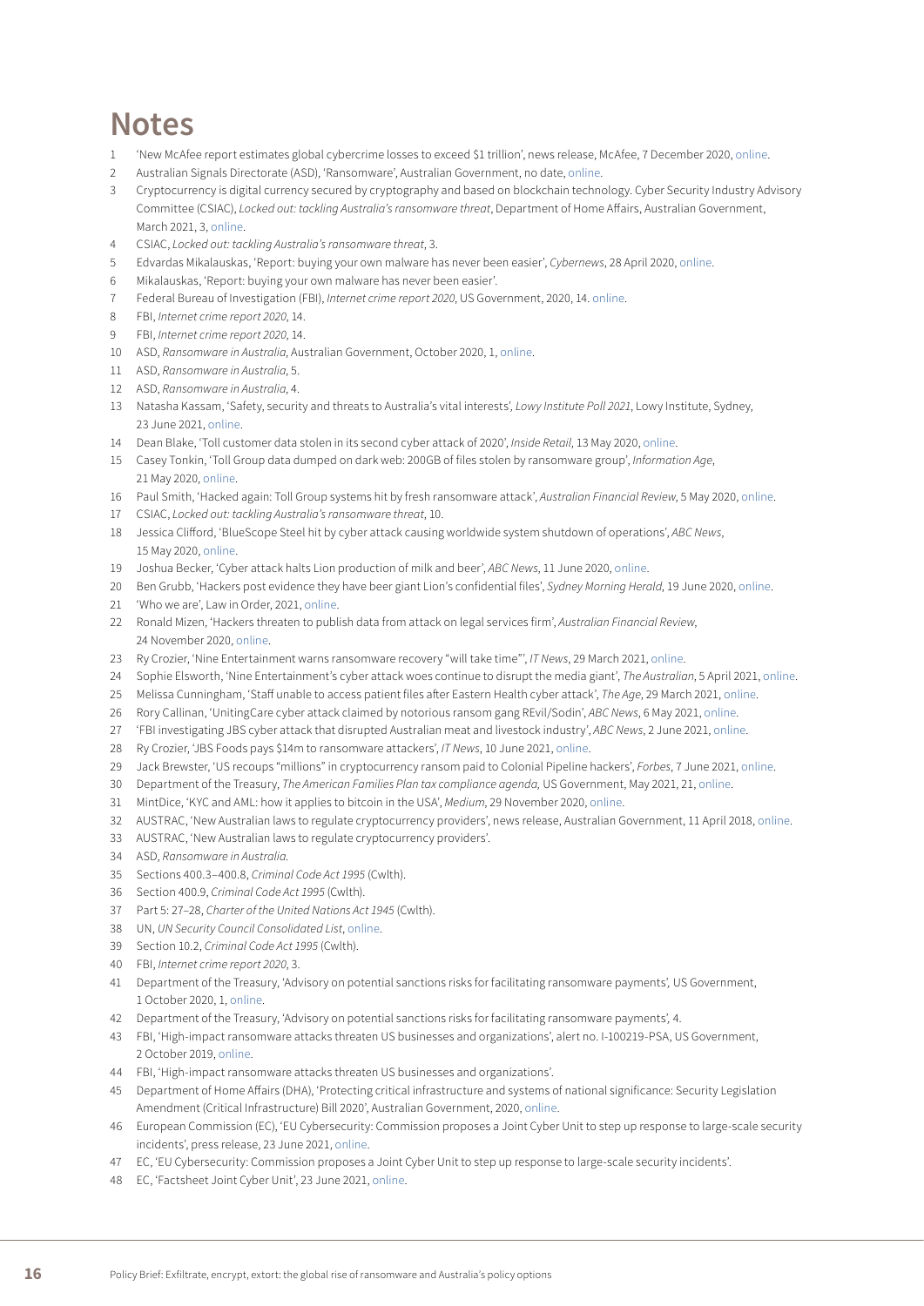# Notes

1. 'New McAfee report estimates global cybercrime losses to exceed $1 trillion', news release, McAfee, 7 December 2020, online.
2. Australian Signals Directorate (ASD), 'Ransomware', Australian Government, no date, online.
3. Cryptocurrency is digital currency secured by cryptography and based on blockchain technology. Cyber Security Industry Advisory Committee (CSIAC), *Locked out: tackling Australia's ransomware threat*, Department of Home Affairs, Australian Government, March 2021, 3, online.
4. CSIAC, *Locked out: tackling Australia's ransomware threat*, 3.
5. Edvardas Mikalauskas, 'Report: buying your own malware has never been easier', *Cybernews*, 28 April 2020, online.
6. Mikalauskas, 'Report: buying your own malware has never been easier'.
7. Federal Bureau of Investigation (FBI), *Internet crime report 2020*, US Government, 2020, 14. online.
8. FBI, *Internet crime report 2020*, 14.
9. FBI, *Internet crime report 2020*, 14.
10. ASD, *Ransomware in Australia*, Australian Government, October 2020, 1, online.
11. ASD, *Ransomware in Australia*, 5.
12. ASD, *Ransomware in Australia*, 4.
13. Natasha Kassam, 'Safety, security and threats to Australia's vital interests', *Lowy Institute Poll 2021*, Lowy Institute, Sydney, 23 June 2021, online.
14. Dean Blake, 'Toll customer data stolen in its second cyber attack of 2020', *Inside Retail*, 13 May 2020, online.
15. Casey Tonkin, 'Toll Group data dumped on dark web: 200GB of files stolen by ransomware group', *Information Age*, 21 May 2020, online.
16. Paul Smith, 'Hacked again: Toll Group systems hit by fresh ransomware attack', *Australian Financial Review*, 5 May 2020, online.
17. CSIAC, *Locked out: tackling Australia's ransomware threat*, 10.
18. Jessica Clifford, 'BlueScope Steel hit by cyber attack causing worldwide system shutdown of operations', *ABC News*, 15 May 2020, online.
19. Joshua Becker, 'Cyber attack halts Lion production of milk and beer', *ABC News*, 11 June 2020, online.
20. Ben Grubb, 'Hackers post evidence they have beer giant Lion's confidential files', *Sydney Morning Herald*, 19 June 2020, online.
21. 'Who we are', Law in Order, 2021, online.
22. Ronald Mizen, 'Hackers threaten to publish data from attack on legal services firm', *Australian Financial Review*, 24 November 2020, online.
23. Ry Crozier, 'Nine Entertainment warns ransomware recovery "will take time"', *IT News*, 29 March 2021, online.
24. Sophie Elsworth, 'Nine Entertainment's cyber attack woes continue to disrupt the media giant', *The Australian*, 5 April 2021, online.
25. Melissa Cunningham, 'Staff unable to access patient files after Eastern Health cyber attack', *The Age*, 29 March 2021, online.
26. Rory Callinan, 'UnitingCare cyber attack claimed by notorious ransom gang REvil/Sodin', *ABC News*, 6 May 2021, online.
27. 'FBI investigating JBS cyber attack that disrupted Australian meat and livestock industry', *ABC News*, 2 June 2021, online.
28. Ry Crozier, 'JBS Foods pays $14m to ransomware attackers', *IT News*, 10 June 2021, online.
29. Jack Brewster, 'US recoups "millions" in cryptocurrency ransom paid to Colonial Pipeline hackers', *Forbes*, 7 June 2021, online.
30. Department of the Treasury, *The American Families Plan tax compliance agenda,* US Government, May 2021, 21, online.
31. MintDice, 'KYC and AML: how it applies to bitcoin in the USA', *Medium*, 29 November 2020, online.
32. AUSTRAC, 'New Australian laws to regulate cryptocurrency providers', news release, Australian Government, 11 April 2018, online.
33. AUSTRAC, 'New Australian laws to regulate cryptocurrency providers'.
34. ASD, *Ransomware in Australia.*
35. Sections 400.3–400.8, *Criminal Code Act 1995* (Cwlth).
36. Section 400.9, *Criminal Code Act 1995* (Cwlth).
37. Part 5: 27–28, *Charter of the United Nations Act 1945* (Cwlth).
38. UN, *UN Security Council Consolidated List*, online.
39. Section 10.2, *Criminal Code Act 1995* (Cwlth).
40. FBI, *Internet crime report 2020*, 3.
41. Department of the Treasury, 'Advisory on potential sanctions risks for facilitating ransomware payments', US Government, 1 October 2020, 1, online.
42. Department of the Treasury, 'Advisory on potential sanctions risks for facilitating ransomware payments', 4.
43. FBI, 'High-impact ransomware attacks threaten US businesses and organizations', alert no. I-100219-PSA, US Government, 2 October 2019, online.
44. FBI, 'High-impact ransomware attacks threaten US businesses and organizations'.
45. Department of Home Affairs (DHA), 'Protecting critical infrastructure and systems of national significance: Security Legislation Amendment (Critical Infrastructure) Bill 2020', Australian Government, 2020, online.
46. European Commission (EC), 'EU Cybersecurity: Commission proposes a Joint Cyber Unit to step up response to large-scale security incidents', press release, 23 June 2021, online.
47. EC, 'EU Cybersecurity: Commission proposes a Joint Cyber Unit to step up response to large-scale security incidents'.
48. EC, 'Factsheet Joint Cyber Unit', 23 June 2021, online.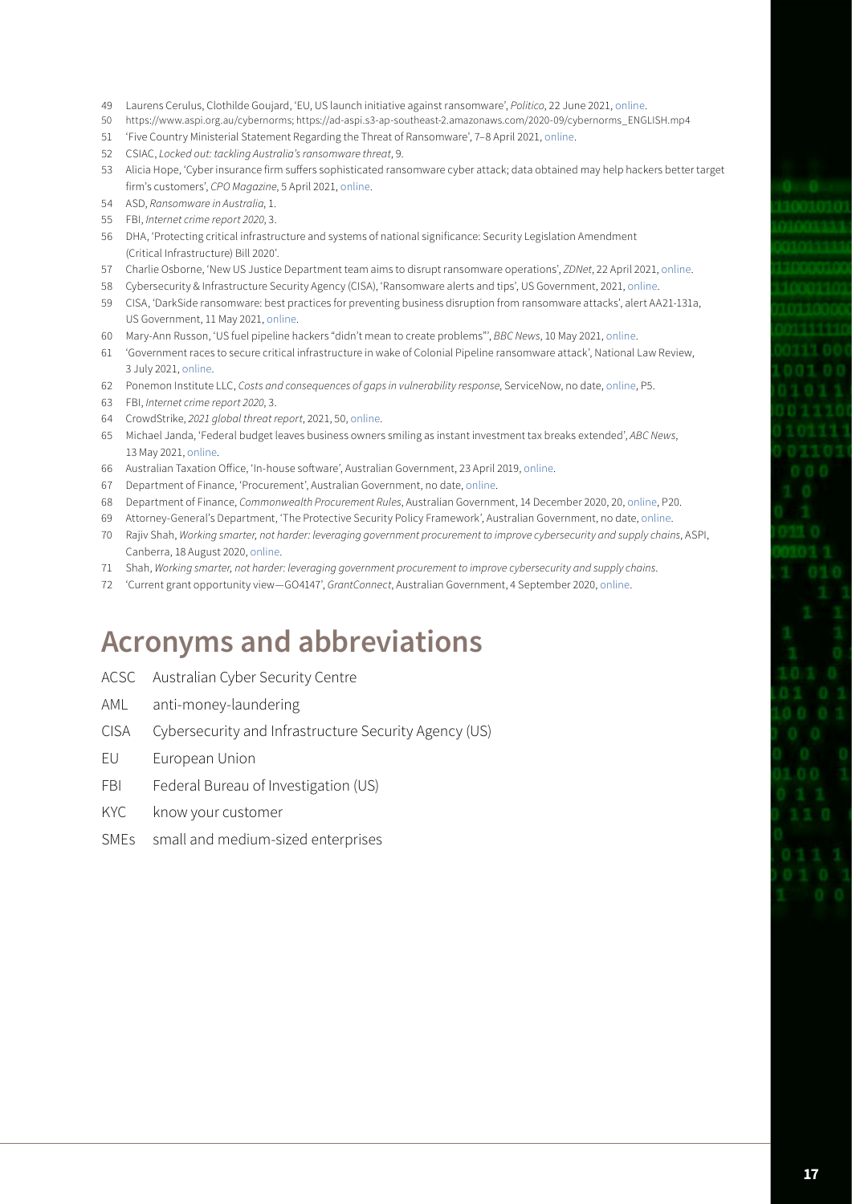49 Laurens Cerulus, Clothilde Goujard, 'EU, US launch initiative against ransomware', *Politico*, 22 June 2021, online.

50 https://www.aspi.org.au/cybernorms; https://ad-aspi.s3-ap-southeast-2.amazonaws.com/2020-09/cybernorms_ENGLISH.mp4

51 'Five Country Ministerial Statement Regarding the Threat of Ransomware', 7–8 April 2021, online.

52 CSIAC, *Locked out: tackling Australia's ransomware threat*, 9.

53 Alicia Hope, 'Cyber insurance firm suffers sophisticated ransomware cyber attack; data obtained may help hackers better target firm's customers', *CPO Magazine*, 5 April 2021, online.

54 ASD, *Ransomware in Australia*, 1.

55 FBI, *Internet crime report 2020*, 3.

56 DHA, 'Protecting critical infrastructure and systems of national significance: Security Legislation Amendment (Critical Infrastructure) Bill 2020'.

57 Charlie Osborne, 'New US Justice Department team aims to disrupt ransomware operations', *ZDNet*, 22 April 2021, online.

58 Cybersecurity & Infrastructure Security Agency (CISA), 'Ransomware alerts and tips', US Government, 2021, online.

59 CISA, 'DarkSide ransomware: best practices for preventing business disruption from ransomware attacks', alert AA21-131a, US Government, 11 May 2021, online.

60 Mary-Ann Russon, 'US fuel pipeline hackers "didn't mean to create problems"', *BBC News*, 10 May 2021, online.

61 'Government races to secure critical infrastructure in wake of Colonial Pipeline ransomware attack', National Law Review, 3 July 2021, online.

62 Ponemon Institute LLC, *Costs and consequences of gaps in vulnerability response*, ServiceNow, no date, online, P5.

63 FBI, *Internet crime report 2020*, 3.

64 CrowdStrike, *2021 global threat report*, 2021, 50, online.

65 Michael Janda, 'Federal budget leaves business owners smiling as instant investment tax breaks extended', *ABC News*, 13 May 2021, online.

66 Australian Taxation Office, 'In-house software', Australian Government, 23 April 2019, online.

67 Department of Finance, 'Procurement', Australian Government, no date, online.

68 Department of Finance, *Commonwealth Procurement Rules*, Australian Government, 14 December 2020, 20, online, P20.

69 Attorney-General's Department, 'The Protective Security Policy Framework', Australian Government, no date, online.

70 Rajiv Shah, *Working smarter, not harder: leveraging government procurement to improve cybersecurity and supply chains*, ASPI, Canberra, 18 August 2020, online.

71 Shah, *Working smarter, not harder: leveraging government procurement to improve cybersecurity and supply chains*.

72 'Current grant opportunity view—GO4147', *GrantConnect*, Australian Government, 4 September 2020, online.

# Acronyms and abbreviations

ACSC Australian Cyber Security Centre

AML anti-money-laundering

CISA Cybersecurity and Infrastructure Security Agency (US)

EU European Union

FBI Federal Bureau of Investigation (US)

KYC know your customer

SMEs small and medium-sized enterprises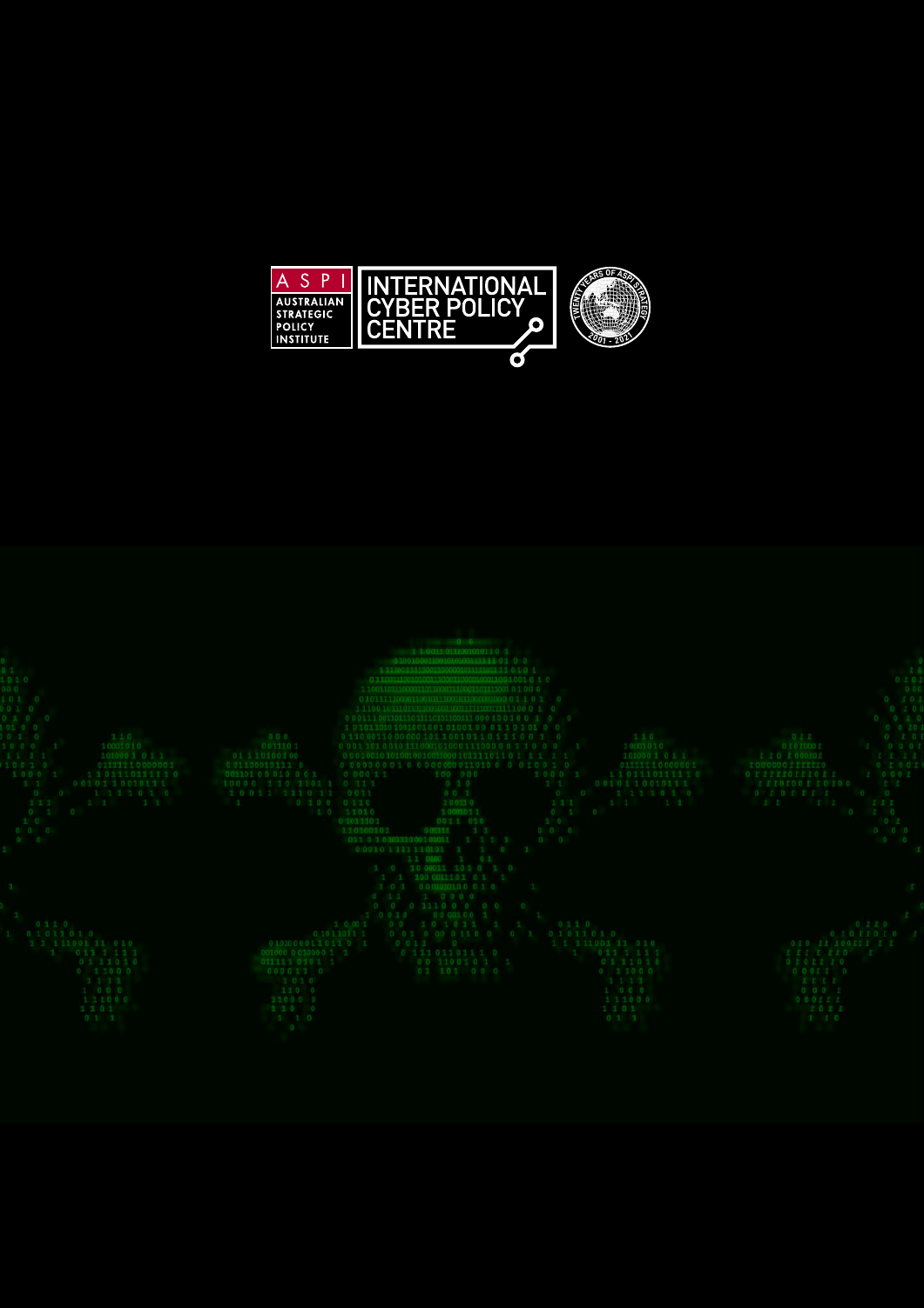ASPI

AUSTRALIAN STRATEGIC POLICY INSTITUTE

INTERNATIONAL CYBER POLICY CENTRE

TWENTY YEARS OF ASPI STRATEGY

2001 - 2021